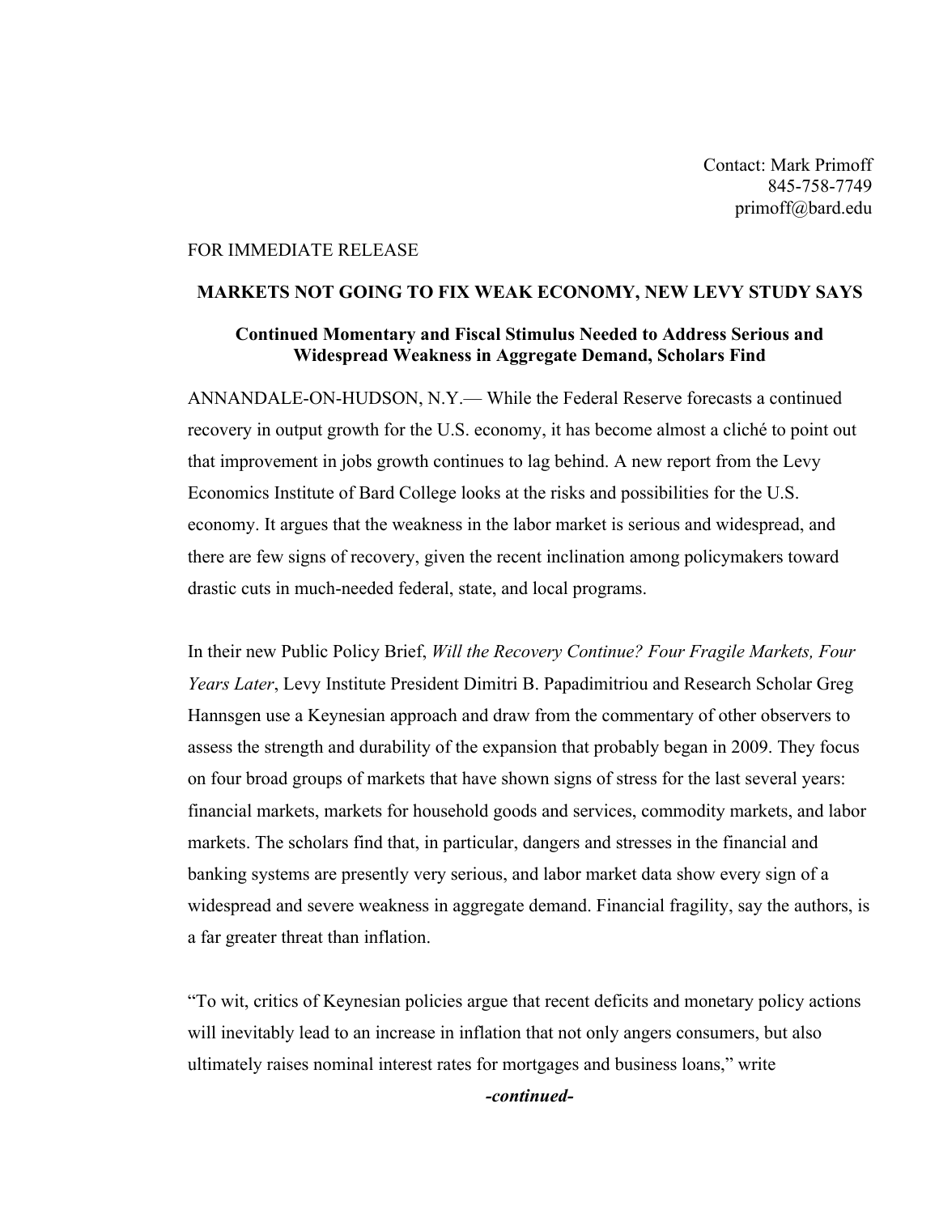Contact: Mark Primoff
845-758-7749
primoff@bard.edu

FOR IMMEDIATE RELEASE

**MARKETS NOT GOING TO FIX WEAK ECONOMY, NEW LEVY STUDY SAYS**

**Continued Momentary and Fiscal Stimulus Needed to Address Serious and Widespread Weakness in Aggregate Demand, Scholars Find**

ANNANDALE-ON-HUDSON, N.Y.— While the Federal Reserve forecasts a continued recovery in output growth for the U.S. economy, it has become almost a cliché to point out that improvement in jobs growth continues to lag behind. A new report from the Levy Economics Institute of Bard College looks at the risks and possibilities for the U.S. economy. It argues that the weakness in the labor market is serious and widespread, and there are few signs of recovery, given the recent inclination among policymakers toward drastic cuts in much-needed federal, state, and local programs.

In their new Public Policy Brief, *Will the Recovery Continue? Four Fragile Markets, Four Years Later*, Levy Institute President Dimitri B. Papadimitriou and Research Scholar Greg Hannsgen use a Keynesian approach and draw from the commentary of other observers to assess the strength and durability of the expansion that probably began in 2009. They focus on four broad groups of markets that have shown signs of stress for the last several years: financial markets, markets for household goods and services, commodity markets, and labor markets. The scholars find that, in particular, dangers and stresses in the financial and banking systems are presently very serious, and labor market data show every sign of a widespread and severe weakness in aggregate demand. Financial fragility, say the authors, is a far greater threat than inflation.

"To wit, critics of Keynesian policies argue that recent deficits and monetary policy actions will inevitably lead to an increase in inflation that not only angers consumers, but also ultimately raises nominal interest rates for mortgages and business loans," write

***-continued-***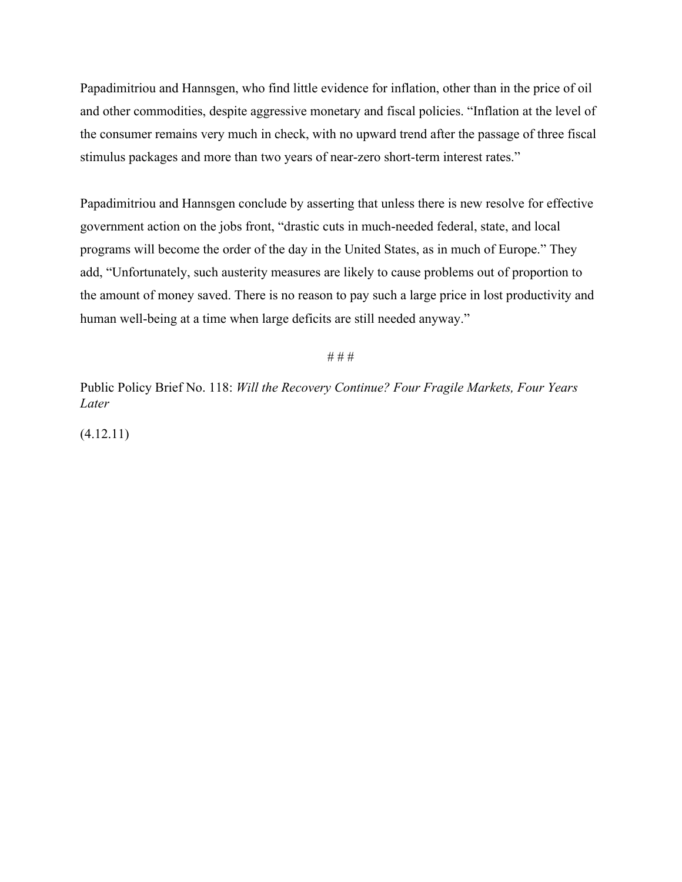Papadimitriou and Hannsgen, who find little evidence for inflation, other than in the price of oil and other commodities, despite aggressive monetary and fiscal policies. “Inflation at the level of the consumer remains very much in check, with no upward trend after the passage of three fiscal stimulus packages and more than two years of near-zero short-term interest rates.”

Papadimitriou and Hannsgen conclude by asserting that unless there is new resolve for effective government action on the jobs front, “drastic cuts in much-needed federal, state, and local programs will become the order of the day in the United States, as in much of Europe.” They add, “Unfortunately, such austerity measures are likely to cause problems out of proportion to the amount of money saved. There is no reason to pay such a large price in lost productivity and human well-being at a time when large deficits are still needed anyway.”

# # #

Public Policy Brief No. 118: *Will the Recovery Continue? Four Fragile Markets, Four Years Later*

(4.12.11)